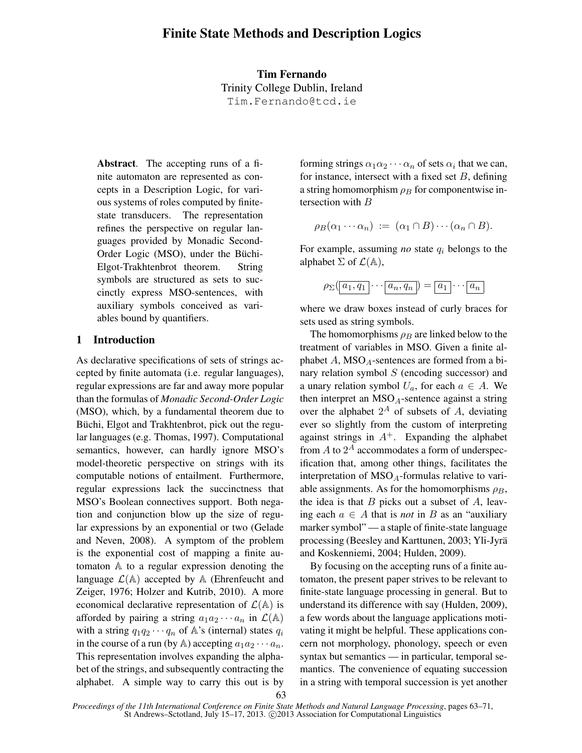# Finite State Methods and Description Logics

**Tim Fernando**
Trinity College Dublin, Ireland
Tim.Fernando@tcd.ie

**Abstract**. The accepting runs of a finite automaton are represented as concepts in a Description Logic, for various systems of roles computed by finite-state transducers. The representation refines the perspective on regular languages provided by Monadic Second-Order Logic (MSO), under the Büchi-Elgot-Trakhtenbrot theorem. String symbols are structured as sets to succinctly express MSO-sentences, with auxiliary symbols conceived as variables bound by quantifiers.

## 1 Introduction

As declarative specifications of sets of strings accepted by finite automata (i.e. regular languages), regular expressions are far and away more popular than the formulas of *Monadic Second-Order Logic* (MSO), which, by a fundamental theorem due to Büchi, Elgot and Trakhtenbrot, pick out the regular languages (e.g. Thomas, 1997). Computational semantics, however, can hardly ignore MSO's model-theoretic perspective on strings with its computable notions of entailment. Furthermore, regular expressions lack the succinctness that MSO's Boolean connectives support. Both negation and conjunction blow up the size of regular expressions by an exponential or two (Gelade and Neven, 2008). A symptom of the problem is the exponential cost of mapping a finite automaton $\mathbb{A}$ to a regular expression denoting the language $\mathcal{L}(\mathbb{A})$ accepted by $\mathbb{A}$ (Ehrenfeucht and Zeiger, 1976; Holzer and Kutrib, 2010). A more economical declarative representation of $\mathcal{L}(\mathbb{A})$ is afforded by pairing a string $a_1 a_2 \cdots a_n$ in $\mathcal{L}(\mathbb{A})$ with a string $q_1 q_2 \cdots q_n$ of $\mathbb{A}$'s (internal) states $q_i$ in the course of a run (by $\mathbb{A}$) accepting $a_1 a_2 \cdots a_n$. This representation involves expanding the alphabet of the strings, and subsequently contracting the alphabet. A simple way to carry this out is by forming strings $\alpha_1 \alpha_2 \cdots \alpha_n$ of sets $\alpha_i$ that we can, for instance, intersect with a fixed set $B$, defining a string homomorphism $\rho_B$ for componentwise intersection with $B$

$$\rho_B(\alpha_1 \cdots \alpha_n) := (\alpha_1 \cap B) \cdots (\alpha_n \cap B).$$

For example, assuming *no* state $q_i$ belongs to the alphabet $\Sigma$ of $\mathcal{L}(\mathbb{A})$,

$$\rho_\Sigma(\boxed{a_1, q_1} \cdots \boxed{a_n, q_n}) = \boxed{a_1} \cdots \boxed{a_n}$$

where we draw boxes instead of curly braces for sets used as string symbols.

The homomorphisms $\rho_B$ are linked below to the treatment of variables in MSO. Given a finite alphabet $A$, $\text{MSO}_A$-sentences are formed from a binary relation symbol $S$ (encoding successor) and a unary relation symbol $U_a$, for each $a \in A$. We then interpret an $\text{MSO}_A$-sentence against a string over the alphabet $2^A$ of subsets of $A$, deviating ever so slightly from the custom of interpreting against strings in $A^+$. Expanding the alphabet from $A$ to $2^A$ accommodates a form of underspecification that, among other things, facilitates the interpretation of $\text{MSO}_A$-formulas relative to variable assignments. As for the homomorphisms $\rho_B$, the idea is that $B$ picks out a subset of $A$, leaving each $a \in A$ that is *not* in $B$ as an "auxiliary marker symbol" — a staple of finite-state language processing (Beesley and Karttunen, 2003; Yli-Jyrä and Koskenniemi, 2004; Hulden, 2009).

By focusing on the accepting runs of a finite automaton, the present paper strives to be relevant to finite-state language processing in general. But to understand its difference with say (Hulden, 2009), a few words about the language applications motivating it might be helpful. These applications concern not morphology, phonology, speech or even syntax but semantics — in particular, temporal semantics. The convenience of equating succession in a string with temporal succession is yet another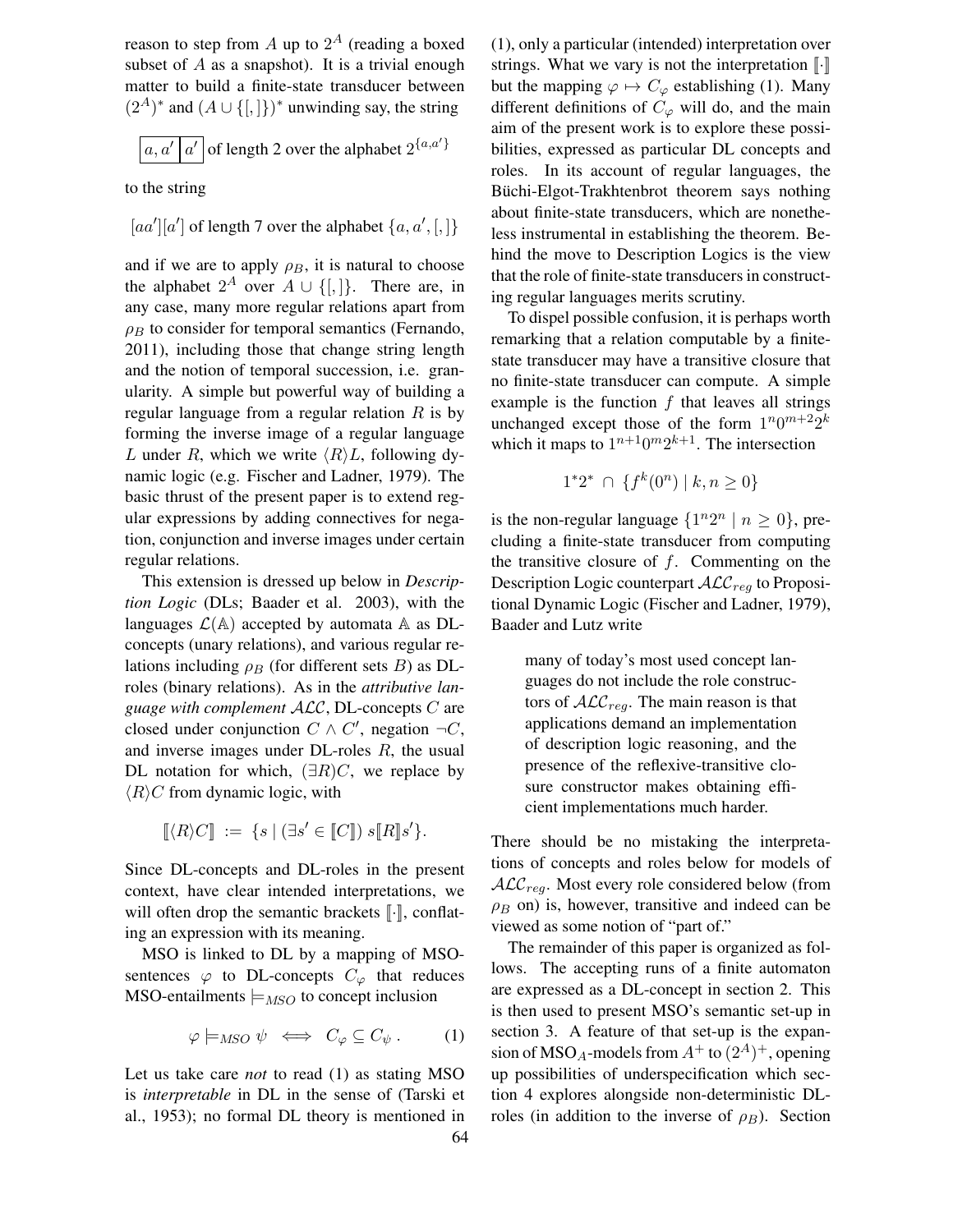reason to step from $A$ up to $2^A$ (reading a boxed subset of $A$ as a snapshot). It is a trivial enough matter to build a finite-state transducer between $(2^A)^*$ and $(A \cup \{[,]\})^*$ unwinding say, the string

$\boxed{a, a'}\boxed{a'}$ of length 2 over the alphabet $2^{\{a,a'\}}$

to the string

$[aa'][a']$ of length 7 over the alphabet $\{a, a', [, ]\}$

and if we are to apply $\rho_B$, it is natural to choose the alphabet $2^A$ over $A \cup \{[,]\}$. There are, in any case, many more regular relations apart from $\rho_B$ to consider for temporal semantics (Fernando, 2011), including those that change string length and the notion of temporal succession, i.e. granularity. A simple but powerful way of building a regular language from a regular relation $R$ is by forming the inverse image of a regular language $L$ under $R$, which we write $\langle R \rangle L$, following dynamic logic (e.g. Fischer and Ladner, 1979). The basic thrust of the present paper is to extend regular expressions by adding connectives for negation, conjunction and inverse images under certain regular relations.

This extension is dressed up below in *Description Logic* (DLs; Baader et al. 2003), with the languages $\mathcal{L}(\mathbb{A})$ accepted by automata $\mathbb{A}$ as DL-concepts (unary relations), and various regular relations including $\rho_B$ (for different sets $B$) as DL-roles (binary relations). As in the *attributive language with complement* $\mathcal{ALC}$, DL-concepts $C$ are closed under conjunction $C \wedge C'$, negation $\neg C$, and inverse images under DL-roles $R$, the usual DL notation for which, $(\exists R)C$, we replace by $\langle R \rangle C$ from dynamic logic, with

$$[\![\langle R \rangle C]\!] \ := \ \{s \mid (\exists s' \in [\![C]\!]) \ s[\![R]\!]s'\}.$$

Since DL-concepts and DL-roles in the present context, have clear intended interpretations, we will often drop the semantic brackets $[\![\cdot]\!]$, conflating an expression with its meaning.

MSO is linked to DL by a mapping of MSO-sentences $\varphi$ to DL-concepts $C_\varphi$ that reduces MSO-entailments $\models_{MSO}$ to concept inclusion

$$\varphi \models_{MSO} \psi \iff C_\varphi \subseteq C_\psi \, . \qquad (1)$$

Let us take care *not* to read (1) as stating MSO is *interpretable* in DL in the sense of (Tarski et al., 1953); no formal DL theory is mentioned in (1), only a particular (intended) interpretation over strings. What we vary is not the interpretation $[\![\cdot]\!]$ but the mapping $\varphi \mapsto C_\varphi$ establishing (1). Many different definitions of $C_\varphi$ will do, and the main aim of the present work is to explore these possibilities, expressed as particular DL concepts and roles. In its account of regular languages, the Büchi-Elgot-Trakhtenbrot theorem says nothing about finite-state transducers, which are nonetheless instrumental in establishing the theorem. Behind the move to Description Logics is the view that the role of finite-state transducers in constructing regular languages merits scrutiny.

To dispel possible confusion, it is perhaps worth remarking that a relation computable by a finite-state transducer may have a transitive closure that no finite-state transducer can compute. A simple example is the function $f$ that leaves all strings unchanged except those of the form $1^n 0^{m+2} 2^k$ which it maps to $1^{n+1} 0^m 2^{k+1}$. The intersection

$$1^* 2^* \ \cap \ \{f^k(0^n) \mid k, n \geq 0\}$$

is the non-regular language $\{1^n 2^n \mid n \geq 0\}$, precluding a finite-state transducer from computing the transitive closure of $f$. Commenting on the Description Logic counterpart $\mathcal{ALC}_{reg}$ to Propositional Dynamic Logic (Fischer and Ladner, 1979), Baader and Lutz write

> many of today's most used concept languages do not include the role constructors of $\mathcal{ALC}_{reg}$. The main reason is that applications demand an implementation of description logic reasoning, and the presence of the reflexive-transitive closure constructor makes obtaining efficient implementations much harder.

There should be no mistaking the interpretations of concepts and roles below for models of $\mathcal{ALC}_{reg}$. Most every role considered below (from $\rho_B$ on) is, however, transitive and indeed can be viewed as some notion of "part of."

The remainder of this paper is organized as follows. The accepting runs of a finite automaton are expressed as a DL-concept in section 2. This is then used to present MSO's semantic set-up in section 3. A feature of that set-up is the expansion of MSO$_A$-models from $A^+$ to $(2^A)^+$, opening up possibilities of underspecification which section 4 explores alongside non-deterministic DL-roles (in addition to the inverse of $\rho_B$). Section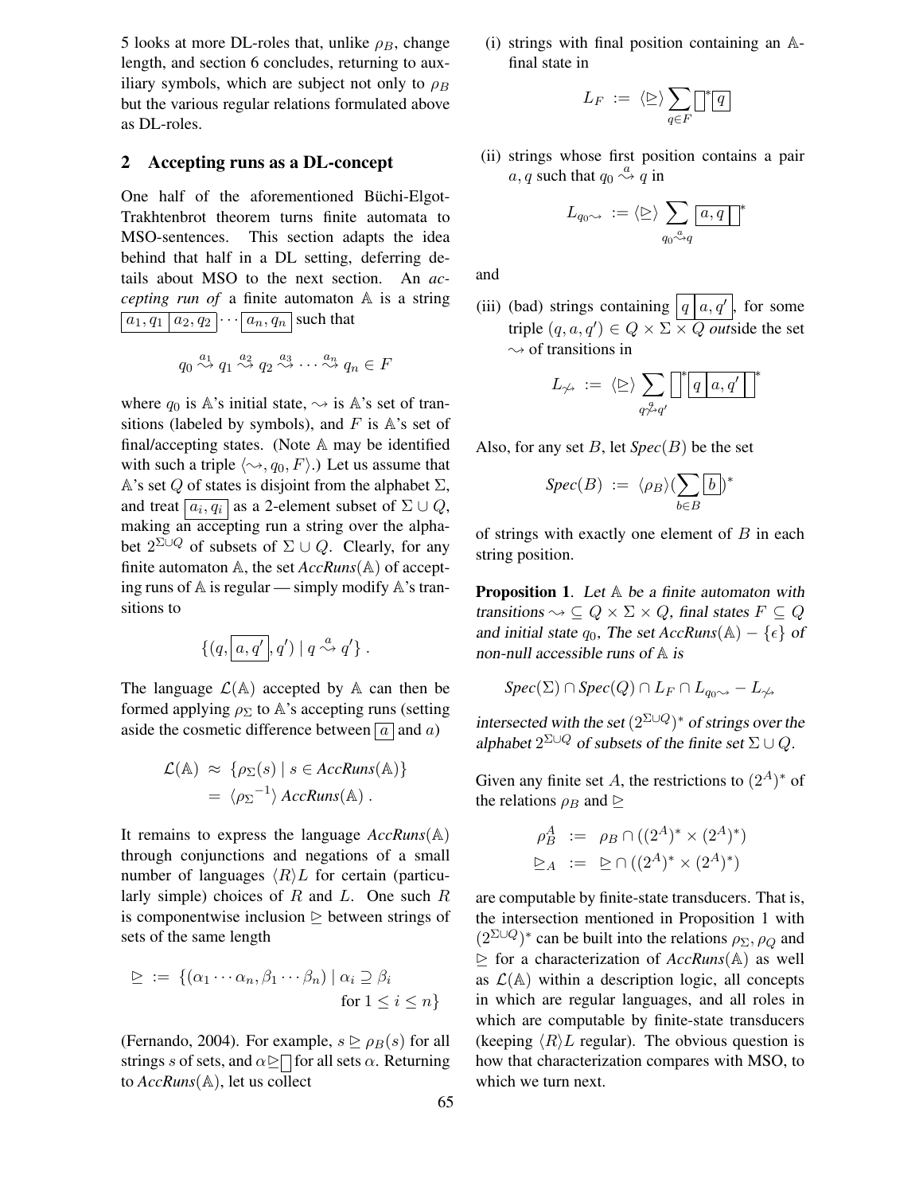5 looks at more DL-roles that, unlike $\rho_B$, change length, and section 6 concludes, returning to auxiliary symbols, which are subject not only to $\rho_B$ but the various regular relations formulated above as DL-roles.

## 2 Accepting runs as a DL-concept

One half of the aforementioned Büchi-Elgot-Trakhtenbrot theorem turns finite automata to MSO-sentences. This section adapts the idea behind that half in a DL setting, deferring details about MSO to the next section. An *accepting run of* a finite automaton $\mathbb{A}$ is a string $\boxed{a_1, q_1}\boxed{a_2, q_2}\cdots\boxed{a_n, q_n}$ such that

$$q_0 \overset{a_1}{\rightsquigarrow} q_1 \overset{a_2}{\rightsquigarrow} q_2 \overset{a_3}{\rightsquigarrow} \cdots \overset{a_n}{\rightsquigarrow} q_n \in F$$

where $q_0$ is $\mathbb{A}$'s initial state, $\rightsquigarrow$ is $\mathbb{A}$'s set of transitions (labeled by symbols), and $F$ is $\mathbb{A}$'s set of final/accepting states. (Note $\mathbb{A}$ may be identified with such a triple $\langle \rightsquigarrow, q_0, F\rangle$.) Let us assume that $\mathbb{A}$'s set $Q$ of states is disjoint from the alphabet $\Sigma$, and treat $\boxed{a_i, q_i}$ as a 2-element subset of $\Sigma \cup Q$, making an accepting run a string over the alphabet $2^{\Sigma\cup Q}$ of subsets of $\Sigma \cup Q$. Clearly, for any finite automaton $\mathbb{A}$, the set *AccRuns*($\mathbb{A}$) of accepting runs of $\mathbb{A}$ is regular — simply modify $\mathbb{A}$'s transitions to

$$\{(q, \boxed{a, q'}, q') \mid q \overset{a}{\rightsquigarrow} q'\} \ .$$

The language $\mathcal{L}(\mathbb{A})$ accepted by $\mathbb{A}$ can then be formed applying $\rho_\Sigma$ to $\mathbb{A}$'s accepting runs (setting aside the cosmetic difference between $\boxed{a}$ and $a$)

$$\begin{aligned}\mathcal{L}(\mathbb{A}) &\approx \{\rho_\Sigma(s) \mid s \in \mathit{AccRuns}(\mathbb{A})\} \\ &= \langle {\rho_\Sigma}^{-1}\rangle\, \mathit{AccRuns}(\mathbb{A})\ .\end{aligned}$$

It remains to express the language *AccRuns*($\mathbb{A}$) through conjunctions and negations of a small number of languages $\langle R\rangle L$ for certain (particularly simple) choices of $R$ and $L$. One such $R$ is componentwise inclusion $\trianglerighteq$ between strings of sets of the same length

$$\trianglerighteq \ := \ \{(\alpha_1 \cdots \alpha_n, \beta_1 \cdots \beta_n) \mid \alpha_i \supseteq \beta_i \text{ for } 1 \le i \le n\}$$

(Fernando, 2004). For example, $s \trianglerighteq \rho_B(s)$ for all strings $s$ of sets, and $\alpha \trianglerighteq \boxed{\ }$ for all sets $\alpha$. Returning to *AccRuns*($\mathbb{A}$), let us collect

(i) strings with final position containing an $\mathbb{A}$-final state in

$$L_F \ := \ \langle\trianglerighteq\rangle \sum_{q\in F} \boxed{\ }^* \boxed{q}$$

(ii) strings whose first position contains a pair $a, q$ such that $q_0 \overset{a}{\rightsquigarrow} q$ in

$$L_{q_0\rightsquigarrow} \ := \langle\trianglerighteq\rangle \sum_{q_0 \overset{a}{\rightsquigarrow} q} \boxed{a, q}\boxed{\ }^*$$

and

(iii) (bad) strings containing $\boxed{q}\boxed{a, q'}$, for some triple $(q, a, q') \in Q \times \Sigma \times Q$ *out*side the set $\rightsquigarrow$ of transitions in

$$L_{\not\rightsquigarrow} \ := \ \langle\trianglerighteq\rangle \sum_{q \overset{a}{\not\rightsquigarrow} q'} \boxed{\ }^* \boxed{q}\boxed{a, q'}\boxed{\ }^*$$

Also, for any set $B$, let *Spec*($B$) be the set

$$\mathit{Spec}(B) \ := \ \langle\rho_B\rangle (\sum_{b\in B} \boxed{b})^*$$

of strings with exactly one element of $B$ in each string position.

**Proposition 1**. *Let $\mathbb{A}$ be a finite automaton with transitions $\rightsquigarrow \subseteq Q \times \Sigma \times Q$, final states $F \subseteq Q$ and initial state $q_0$, The set AccRuns($\mathbb{A}$) $- \{\epsilon\}$ of non-null accessible runs of $\mathbb{A}$ is*

$$\mathit{Spec}(\Sigma) \cap \mathit{Spec}(Q) \cap L_F \cap L_{q_0\rightsquigarrow} - L_{\not\rightsquigarrow}$$

*intersected with the set $(2^{\Sigma\cup Q})^*$ of strings over the alphabet $2^{\Sigma\cup Q}$ of subsets of the finite set $\Sigma \cup Q$.*

Given any finite set $A$, the restrictions to $(2^A)^*$ of the relations $\rho_B$ and $\trianglerighteq$

$$\begin{aligned}\rho_B^A &:= \rho_B \cap ((2^A)^* \times (2^A)^*) \\ \trianglerighteq_A &:= \trianglerighteq \cap ((2^A)^* \times (2^A)^*)\end{aligned}$$

are computable by finite-state transducers. That is, the intersection mentioned in Proposition 1 with $(2^{\Sigma\cup Q})^*$ can be built into the relations $\rho_\Sigma$, $\rho_Q$ and $\trianglerighteq$ for a characterization of *AccRuns*($\mathbb{A}$) as well as $\mathcal{L}(\mathbb{A})$ within a description logic, all concepts in which are regular languages, and all roles in which are computable by finite-state transducers (keeping $\langle R\rangle L$ regular). The obvious question is how that characterization compares with MSO, to which we turn next.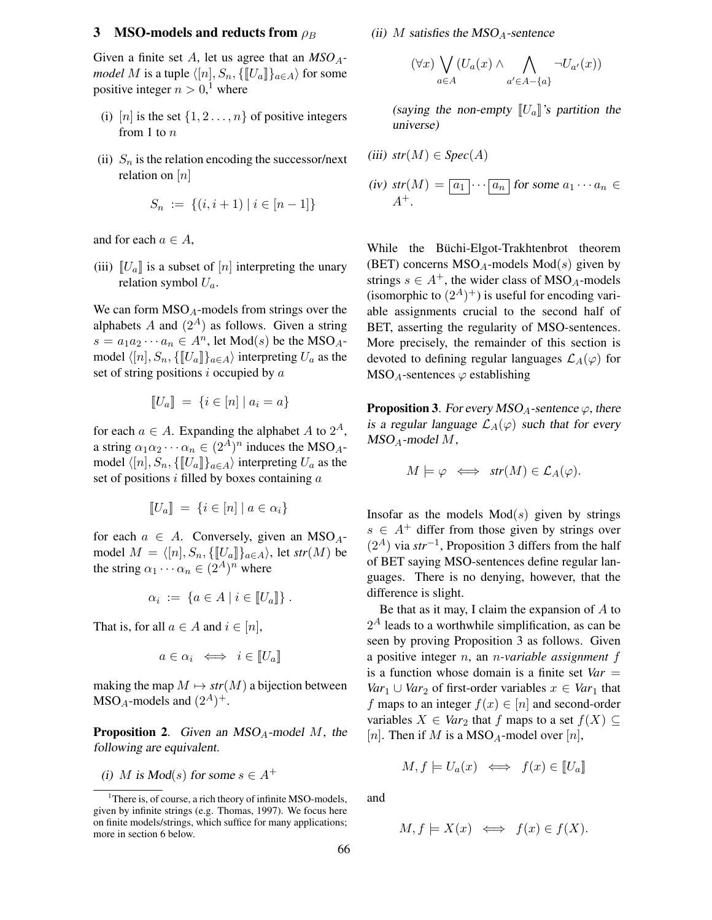## 3 MSO-models and reducts from $\rho_B$

Given a finite set $A$, let us agree that an *MSO$_A$-model* $M$ is a tuple $\langle [n], S_n, \{[\![U_a]\!]\}_{a\in A}\rangle$ for some positive integer $n > 0$,[1] where

(i) $[n]$ is the set $\{1, 2 \ldots, n\}$ of positive integers from 1 to $n$

(ii) $S_n$ is the relation encoding the successor/next relation on $[n]$

$$S_n \;:=\; \{(i, i+1) \mid i \in [n-1]\}$$

and for each $a \in A$,

(iii) $[\![U_a]\!]$ is a subset of $[n]$ interpreting the unary relation symbol $U_a$.

We can form MSO$_A$-models from strings over the alphabets $A$ and $(2^A)$ as follows. Given a string $s = a_1 a_2 \cdots a_n \in A^n$, let $\text{Mod}(s)$ be the MSO$_A$-model $\langle [n], S_n, \{[\![U_a]\!]\}_{a\in A}\rangle$ interpreting $U_a$ as the set of string positions $i$ occupied by $a$

$$[\![U_a]\!] \;=\; \{i \in [n] \mid a_i = a\}$$

for each $a \in A$. Expanding the alphabet $A$ to $2^A$, a string $\alpha_1\alpha_2\cdots\alpha_n \in (2^A)^n$ induces the MSO$_A$-model $\langle [n], S_n, \{[\![U_a]\!]\}_{a\in A}\rangle$ interpreting $U_a$ as the set of positions $i$ filled by boxes containing $a$

$$[\![U_a]\!] \;=\; \{i \in [n] \mid a \in \alpha_i\}$$

for each $a \in A$. Conversely, given an MSO$_A$-model $M = \langle [n], S_n, \{[\![U_a]\!]\}_{a\in A}\rangle$, let $\mathit{str}(M)$ be the string $\alpha_1 \cdots \alpha_n \in (2^A)^n$ where

$$\alpha_i \;:=\; \{a \in A \mid i \in [\![U_a]\!]\}\,.$$

That is, for all $a \in A$ and $i \in [n]$,

$$a \in \alpha_i \iff i \in [\![U_a]\!]$$

making the map $M \mapsto \mathit{str}(M)$ a bijection between MSO$_A$-models and $(2^A)^+$.

**Proposition 2**. *Given an MSO$_A$-model $M$, the following are equivalent.*

*(i) $M$ is $\text{Mod}(s)$ for some $s \in A^+$*

*(ii) $M$ satisfies the MSO$_A$-sentence*

$$(\forall x) \bigvee_{a\in A} (U_a(x) \wedge \bigwedge_{a'\in A-\{a\}} \neg U_{a'}(x))$$

*(saying the non-empty $[\![U_a]\!]$'s partition the universe)*

*(iii) $\mathit{str}(M) \in \mathit{Spec}(A)$*

*(iv) $\mathit{str}(M) = \boxed{a_1}\cdots\boxed{a_n}$ for some $a_1 \cdots a_n \in A^+$.*

While the Büchi-Elgot-Trakhtenbrot theorem (BET) concerns MSO$_A$-models $\text{Mod}(s)$ given by strings $s \in A^+$, the wider class of MSO$_A$-models (isomorphic to $(2^A)^+$) is useful for encoding variable assignments crucial to the second half of BET, asserting the regularity of MSO-sentences. More precisely, the remainder of this section is devoted to defining regular languages $\mathcal{L}_A(\varphi)$ for MSO$_A$-sentences $\varphi$ establishing

**Proposition 3**. *For every MSO$_A$-sentence $\varphi$, there is a regular language $\mathcal{L}_A(\varphi)$ such that for every MSO$_A$-model $M$,*

$$M \models \varphi \iff \mathit{str}(M) \in \mathcal{L}_A(\varphi).$$

Insofar as the models $\text{Mod}(s)$ given by strings $s \in A^+$ differ from those given by strings over $(2^A)$ via $\mathit{str}^{-1}$, Proposition 3 differs from the half of BET saying MSO-sentences define regular languages. There is no denying, however, that the difference is slight.

Be that as it may, I claim the expansion of $A$ to $2^A$ leads to a worthwhile simplification, as can be seen by proving Proposition 3 as follows. Given a positive integer $n$, an *$n$-variable assignment* $f$ is a function whose domain is a finite set $\mathit{Var} = \mathit{Var}_1 \cup \mathit{Var}_2$ of first-order variables $x \in \mathit{Var}_1$ that $f$ maps to an integer $f(x) \in [n]$ and second-order variables $X \in \mathit{Var}_2$ that $f$ maps to a set $f(X) \subseteq [n]$. Then if $M$ is a MSO$_A$-model over $[n]$,

$$M, f \models U_a(x) \iff f(x) \in [\![U_a]\!]$$

and

$$M, f \models X(x) \iff f(x) \in f(X).$$

[1] There is, of course, a rich theory of infinite MSO-models, given by infinite strings (e.g. Thomas, 1997). We focus here on finite models/strings, which suffice for many applications; more in section 6 below.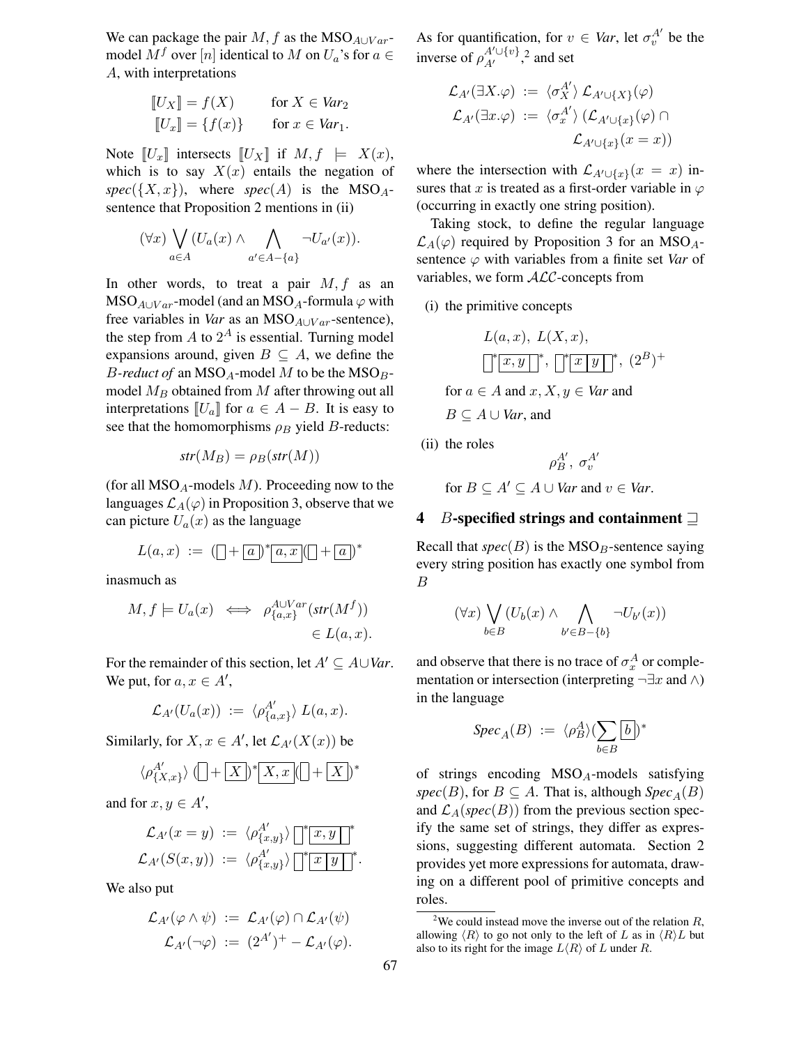We can package the pair $M, f$ as the MSO$_{A\cup Var}$-model $M^f$ over $[n]$ identical to $M$ on $U_a$'s for $a \in A$, with interpretations

$$[\![U_X]\!] = f(X) \qquad \text{for } X \in \textit{Var}_2$$
$$[\![U_x]\!] = \{f(x)\} \qquad \text{for } x \in \textit{Var}_1.$$

Note $[\![U_x]\!]$ intersects $[\![U_X]\!]$ if $M, f \models X(x)$, which is to say $X(x)$ entails the negation of $\textit{spec}(\{X, x\})$, where $\textit{spec}(A)$ is the MSO$_A$-sentence that Proposition 2 mentions in (ii)

$$(\forall x) \bigvee_{a \in A} (U_a(x) \wedge \bigwedge_{a' \in A - \{a\}} \neg U_{a'}(x)).$$

In other words, to treat a pair $M, f$ as an MSO$_{A\cup Var}$-model (and an MSO$_A$-formula $\varphi$ with free variables in *Var* as an MSO$_{A\cup Var}$-sentence), the step from $A$ to $2^A$ is essential. Turning model expansions around, given $B \subseteq A$, we define the $B$-*reduct of* an MSO$_A$-model $M$ to be the MSO$_B$-model $M_B$ obtained from $M$ after throwing out all interpretations $[\![U_a]\!]$ for $a \in A - B$. It is easy to see that the homomorphisms $\rho_B$ yield $B$-reducts:

$$\textit{str}(M_B) = \rho_B(\textit{str}(M))$$

(for all MSO$_A$-models $M$). Proceeding now to the languages $\mathcal{L}_A(\varphi)$ in Proposition 3, observe that we can picture $U_a(x)$ as the language

$$L(a, x) := (\boxed{\phantom{a}} + \boxed{a})^* \boxed{a, x} (\boxed{\phantom{a}} + \boxed{a})^*$$

inasmuch as

$$M, f \models U_a(x) \iff \rho^{A\cup Var}_{\{a,x\}}(\textit{str}(M^f)) \in L(a, x).$$

For the remainder of this section, let $A' \subseteq A \cup \textit{Var}$. We put, for $a, x \in A'$,

$$\mathcal{L}_{A'}(U_a(x)) := \langle \rho^{A'}_{\{a,x\}} \rangle\, L(a, x).$$

Similarly, for $X, x \in A'$, let $\mathcal{L}_{A'}(X(x))$ be

$$\langle \rho^{A'}_{\{X,x\}} \rangle\, (\boxed{\phantom{a}} + \boxed{X})^* \boxed{X, x} (\boxed{\phantom{a}} + \boxed{X})^*$$

and for $x, y \in A'$,

$$\mathcal{L}_{A'}(x = y) := \langle \rho^{A'}_{\{x,y\}} \rangle\, \boxed{\phantom{a}}^* \boxed{x, y} \boxed{\phantom{a}}^*$$
$$\mathcal{L}_{A'}(S(x, y)) := \langle \rho^{A'}_{\{x,y\}} \rangle\, \boxed{\phantom{a}}^* \boxed{x}\boxed{y} \boxed{\phantom{a}}^*.$$

We also put

$$\mathcal{L}_{A'}(\varphi \wedge \psi) := \mathcal{L}_{A'}(\varphi) \cap \mathcal{L}_{A'}(\psi)$$
$$\mathcal{L}_{A'}(\neg\varphi) := (2^{A'})^+ - \mathcal{L}_{A'}(\varphi).$$

As for quantification, for $v \in \textit{Var}$, let $\sigma^{A'}_v$ be the inverse of $\rho^{A'\cup\{v\}}_{A'}$,[2] and set

$$\mathcal{L}_{A'}(\exists X.\varphi) := \langle \sigma^{A'}_X \rangle\, \mathcal{L}_{A'\cup\{X\}}(\varphi)$$
$$\mathcal{L}_{A'}(\exists x.\varphi) := \langle \sigma^{A'}_x \rangle\, (\mathcal{L}_{A'\cup\{x\}}(\varphi) \cap \mathcal{L}_{A'\cup\{x\}}(x = x))$$

where the intersection with $\mathcal{L}_{A'\cup\{x\}}(x = x)$ insures that $x$ is treated as a first-order variable in $\varphi$ (occurring in exactly one string position).

Taking stock, to define the regular language $\mathcal{L}_A(\varphi)$ required by Proposition 3 for an MSO$_A$-sentence $\varphi$ with variables from a finite set *Var* of variables, we form $\mathcal{ALC}$-concepts from

(i) the primitive concepts

$$L(a, x),\ L(X, x),$$
$$\boxed{\phantom{a}}^* \boxed{x, y} \boxed{\phantom{a}}^*,\ \boxed{\phantom{a}}^* \boxed{x}\boxed{y} \boxed{\phantom{a}}^*,\ (2^B)^+$$

for $a \in A$ and $x, X, y \in \textit{Var}$ and $B \subseteq A \cup \textit{Var}$, and

(ii) the roles

$$\rho^{A'}_B,\ \sigma^{A'}_v$$

for $B \subseteq A' \subseteq A \cup \textit{Var}$ and $v \in \textit{Var}$.

## 4 $B$-specified strings and containment $\sqsupseteq$

Recall that $\textit{spec}(B)$ is the MSO$_B$-sentence saying every string position has exactly one symbol from $B$

$$(\forall x) \bigvee_{b \in B} (U_b(x) \wedge \bigwedge_{b' \in B - \{b\}} \neg U_{b'}(x))$$

and observe that there is no trace of $\sigma^A_x$ or complementation or intersection (interpreting $\neg\exists x$ and $\wedge$) in the language

$$\textit{Spec}_A(B) := \langle \rho^A_B \rangle (\sum_{b \in B} \boxed{b})^*$$

of strings encoding MSO$_A$-models satisfying $\textit{spec}(B)$, for $B \subseteq A$. That is, although $\textit{Spec}_A(B)$ and $\mathcal{L}_A(\textit{spec}(B))$ from the previous section specify the same set of strings, they differ as expressions, suggesting different automata. Section 2 provides yet more expressions for automata, drawing on a different pool of primitive concepts and roles.

[2] We could instead move the inverse out of the relation $R$, allowing $\langle R \rangle$ to go not only to the left of $L$ as in $\langle R \rangle L$ but also to its right for the image $L\langle R \rangle$ of $L$ under $R$.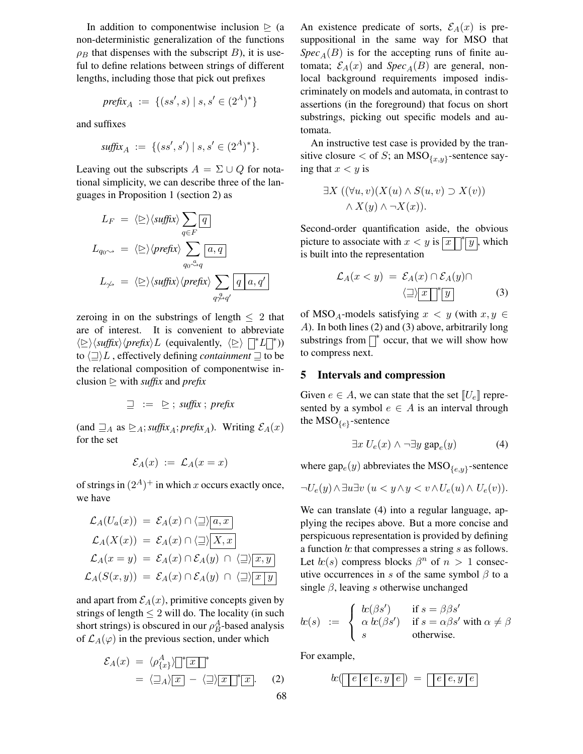In addition to componentwise inclusion $\trianglerighteq$ (a non-deterministic generalization of the functions $\rho_B$ that dispenses with the subscript $B$), it is useful to define relations between strings of different lengths, including those that pick out prefixes

$$prefix_A \;:=\; \{(ss', s) \mid s, s' \in (2^A)^*\}$$

and suffixes

$$suffix_A \;:=\; \{(ss', s') \mid s, s' \in (2^A)^*\}.$$

Leaving out the subscripts $A = \Sigma \cup Q$ for notational simplicity, we can describe three of the languages in Proposition 1 (section 2) as

$$L_F \;=\; \langle \trianglerighteq \rangle \langle suffix \rangle \sum_{q \in F} \boxed{q}$$

$$L_{q_0 \rightsquigarrow} \;=\; \langle \trianglerighteq \rangle \langle prefix \rangle \sum_{q_0 \overset{a}{\rightsquigarrow} q} \boxed{a, q}$$

$$L_{\not\rightsquigarrow} \;=\; \langle \trianglerighteq \rangle \langle suffix \rangle \langle prefix \rangle \sum_{q \overset{a}{\not\rightsquigarrow} q'} \boxed{q}\boxed{a, q'}$$

zeroing in on the substrings of length $\leq 2$ that are of interest. It is convenient to abbreviate $\langle \trianglerighteq \rangle \langle suffix \rangle \langle prefix \rangle L$ (equivalently, $\langle \trianglerighteq \rangle\; \square^* L \square^*$)) to $\langle \sqsupseteq \rangle L$ , effectively defining *containment* $\sqsupseteq$ to be the relational composition of componentwise inclusion $\trianglerighteq$ with *suffix* and *prefix*

$$\sqsupseteq \;:=\; \trianglerighteq \,;\, suffix \,;\, prefix$$

(and $\sqsupseteq_A$ as $\trianglerighteq_A; suffix_A; prefix_A$). Writing $\mathcal{E}_A(x)$ for the set

$$\mathcal{E}_A(x) \;:=\; \mathcal{L}_A(x = x)$$

of strings in $(2^A)^+$ in which $x$ occurs exactly once, we have

$$\mathcal{L}_A(U_a(x)) \;=\; \mathcal{E}_A(x) \cap \langle \sqsupseteq \rangle \boxed{a, x}$$
$$\mathcal{L}_A(X(x)) \;=\; \mathcal{E}_A(x) \cap \langle \sqsupseteq \rangle \boxed{X, x}$$
$$\mathcal{L}_A(x = y) \;=\; \mathcal{E}_A(x) \cap \mathcal{E}_A(y) \;\cap\; \langle \sqsupseteq \rangle \boxed{x, y}$$
$$\mathcal{L}_A(S(x, y)) \;=\; \mathcal{E}_A(x) \cap \mathcal{E}_A(y) \;\cap\; \langle \sqsupseteq \rangle \boxed{x}\boxed{y}$$

and apart from $\mathcal{E}_A(x)$, primitive concepts given by strings of length $\leq 2$ will do. The locality (in such short strings) is obscured in our $\rho^A_B$-based analysis of $\mathcal{L}_A(\varphi)$ in the previous section, under which

$$\begin{aligned}\mathcal{E}_A(x) \;&=\; \langle \rho^A_{\{x\}} \rangle \square^* \boxed{x} \square^* \\ &=\; \langle \sqsupseteq_A \rangle \boxed{x} \;-\; \langle \sqsupseteq \rangle \boxed{x} \square^* \boxed{x}. \end{aligned} \quad (2)$$

An existence predicate of sorts, $\mathcal{E}_A(x)$ is presuppositional in the same way for MSO that $Spec_A(B)$ is for the accepting runs of finite automata; $\mathcal{E}_A(x)$ and $Spec_A(B)$ are general, non-local background requirements imposed indiscriminately on models and automata, in contrast to assertions (in the foreground) that focus on short substrings, picking out specific models and automata.

An instructive test case is provided by the transitive closure $<$ of $S$; an $\text{MSO}_{\{x,y\}}$-sentence saying that $x < y$ is

$$\exists X\; ((\forall u, v)(X(u) \wedge S(u, v) \supset X(v)) \\ \wedge X(y) \wedge \neg X(x)).$$

Second-order quantification aside, the obvious picture to associate with $x < y$ is $\boxed{x}\square^*\boxed{y}$, which is built into the representation

$$\mathcal{L}_A(x < y) \;=\; \mathcal{E}_A(x) \cap \mathcal{E}_A(y) \cap \\ \langle \sqsupseteq \rangle \boxed{x} \square^* \boxed{y} \qquad (3)$$

of $\text{MSO}_A$-models satisfying $x < y$ (with $x, y \in A$). In both lines (2) and (3) above, arbitrarily long substrings from $\square^*$ occur, that we will show how to compress next.

## 5 Intervals and compression

Given $e \in A$, we can state that the set $[\![U_e]\!]$ represented by a symbol $e \in A$ is an interval through the $\text{MSO}_{\{e\}}$-sentence

$$\exists x\; U_e(x) \wedge \neg \exists y\; \text{gap}_e(y) \qquad (4)$$

where $\text{gap}_e(y)$ abbreviates the $\text{MSO}_{\{e,y\}}$-sentence

$$\neg U_e(y) \wedge \exists u \exists v\; (u < y \wedge y < v \wedge U_e(u) \wedge U_e(v)).$$

We can translate (4) into a regular language, applying the recipes above. But a more concise and perspicuous representation is provided by defining a function $bc$ that compresses a string $s$ as follows. Let $bc(s)$ compress blocks $\beta^n$ of $n > 1$ consecutive occurrences in $s$ of the same symbol $\beta$ to a single $\beta$, leaving $s$ otherwise unchanged

$$bc(s) \;:=\; \begin{cases} bc(\beta s') & \text{if } s = \beta\beta s' \\ \alpha\; bc(\beta s') & \text{if } s = \alpha\beta s' \text{ with } \alpha \neq \beta \\ s & \text{otherwise.} \end{cases}$$

For example,

$$bc(\boxed{\;}\boxed{e}\boxed{e}\boxed{e, y}\boxed{e}) \;=\; \boxed{\;}\boxed{e}\boxed{e, y}\boxed{e}$$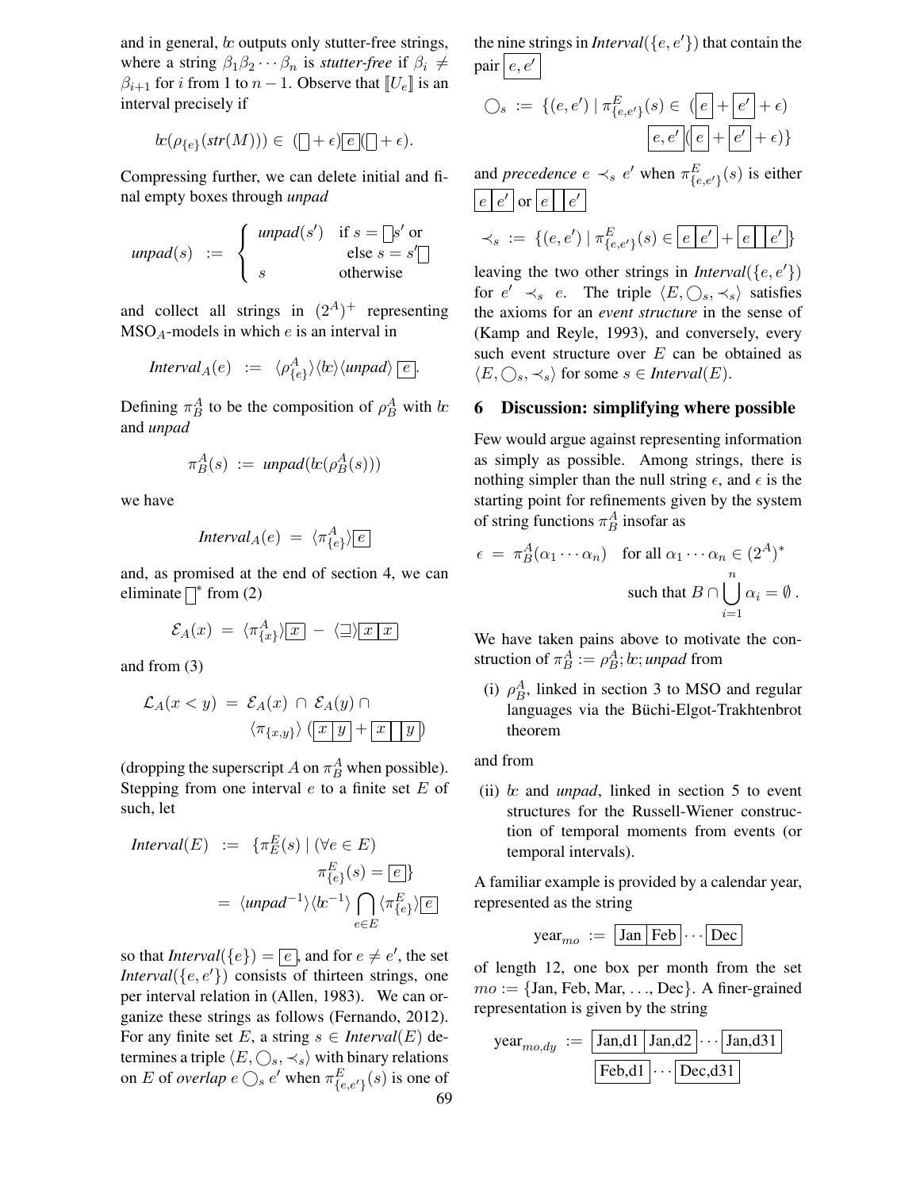and in general, $bc$ outputs only stutter-free strings, where a string $\beta_1\beta_2\cdots\beta_n$ is *stutter-free* if $\beta_i \neq \beta_{i+1}$ for $i$ from 1 to $n-1$. Observe that $[\![U_e]\!]$ is an interval precisely if

$$bc(\rho_{\{e\}}(str(M))) \in (\boxed{\phantom{e}} + \epsilon)\boxed{e}(\boxed{\phantom{e}} + \epsilon).$$

Compressing further, we can delete initial and final empty boxes through *unpad*

$$unpad(s) := \begin{cases} unpad(s') & \text{if } s = \boxed{\phantom{e}}s' \text{ or} \\ & \quad \text{else } s = s'\boxed{\phantom{e}} \\ s & \quad \text{otherwise} \end{cases}$$

and collect all strings in $(2^A)^+$ representing $\text{MSO}_A$-models in which $e$ is an interval in

$$Interval_A(e) := \langle \rho^A_{\{e\}} \rangle \langle bc \rangle \langle unpad \rangle \boxed{e}.$$

Defining $\pi^A_B$ to be the composition of $\rho^A_B$ with $bc$ and *unpad*

$$\pi^A_B(s) := unpad(bc(\rho^A_B(s)))$$

we have

$$Interval_A(e) = \langle \pi^A_{\{e\}} \rangle \boxed{e}$$

and, as promised at the end of section 4, we can eliminate $\boxed{\phantom{e}}^*$ from (2)

$$\mathcal{E}_A(x) = \langle \pi^A_{\{x\}} \rangle \boxed{x} - \langle \sqsupseteq \rangle \boxed{x\,|\,x}$$

and from (3)

$$\mathcal{L}_A(x < y) = \mathcal{E}_A(x) \cap \mathcal{E}_A(y) \cap \langle \pi_{\{x,y\}} \rangle (\boxed{x\,|\,y} + \boxed{x\,|\phantom{x}|\,y})$$

(dropping the superscript $A$ on $\pi^A_B$ when possible). Stepping from one interval $e$ to a finite set $E$ of such, let

$$\begin{aligned} Interval(E) &:= \{\pi^E_E(s) \mid (\forall e \in E) \\ &\qquad\qquad \pi^E_{\{e\}}(s) = \boxed{e}\} \\ &= \langle unpad^{-1} \rangle \langle bc^{-1} \rangle \bigcap_{e \in E} \langle \pi^E_{\{e\}} \rangle \boxed{e} \end{aligned}$$

so that $Interval(\{e\}) = \boxed{e}$, and for $e \neq e'$, the set $Interval(\{e, e'\})$ consists of thirteen strings, one per interval relation in (Allen, 1983). We can organize these strings as follows (Fernando, 2012). For any finite set $E$, a string $s \in Interval(E)$ determines a triple $\langle E, \bigcirc_s, \prec_s \rangle$ with binary relations on $E$ of *overlap* $e \bigcirc_s e'$ when $\pi^E_{\{e,e'\}}(s)$ is one of the nine strings in $Interval(\{e, e'\})$ that contain the pair $\boxed{e, e'}$

$$\bigcirc_s := \{(e, e') \mid \pi^E_{\{e,e'\}}(s) \in (\boxed{e} + \boxed{e'} + \epsilon) \boxed{e, e'}(\boxed{e} + \boxed{e'} + \epsilon)\}$$

and *precedence* $e \prec_s e'$ when $\pi^E_{\{e,e'\}}(s)$ is either $\boxed{e\,|\,e'}$ or $\boxed{e\,|\phantom{e}|\,e'}$

$$\prec_s := \{(e, e') \mid \pi^E_{\{e,e'\}}(s) \in \boxed{e\,|\,e'} + \boxed{e\,|\phantom{e}|\,e'}\}$$

leaving the two other strings in $Interval(\{e, e'\})$ for $e' \prec_s e$. The triple $\langle E, \bigcirc_s, \prec_s \rangle$ satisfies the axioms for an *event structure* in the sense of (Kamp and Reyle, 1993), and conversely, every such event structure over $E$ can be obtained as $\langle E, \bigcirc_s, \prec_s \rangle$ for some $s \in Interval(E)$.

## 6 Discussion: simplifying where possible

Few would argue against representing information as simply as possible. Among strings, there is nothing simpler than the null string $\epsilon$, and $\epsilon$ is the starting point for refinements given by the system of string functions $\pi^A_B$ insofar as

$$\epsilon = \pi^A_B(\alpha_1 \cdots \alpha_n) \quad \text{for all } \alpha_1 \cdots \alpha_n \in (2^A)^* \text{ such that } B \cap \bigcup_{i=1}^{n} \alpha_i = \emptyset\,.$$

We have taken pains above to motivate the construction of $\pi^A_B := \rho^A_B; bc; unpad$ from

(i) $\rho^A_B$, linked in section 3 to MSO and regular languages via the Büchi-Elgot-Trakhtenbrot theorem

and from

(ii) $bc$ and *unpad*, linked in section 5 to event structures for the Russell-Wiener construction of temporal moments from events (or temporal intervals).

A familiar example is provided by a calendar year, represented as the string

$$\text{year}_{mo} := \boxed{\text{Jan}\,|\,\text{Feb}}\cdots\boxed{\text{Dec}}$$

of length 12, one box per month from the set $mo := \{\text{Jan, Feb, Mar, \ldots, Dec}\}$. A finer-grained representation is given by the string

$$\text{year}_{mo,dy} := \boxed{\text{Jan,d1}\,|\,\text{Jan,d2}}\cdots\boxed{\text{Jan,d31}} \boxed{\text{Feb,d1}}\cdots\boxed{\text{Dec,d31}}$$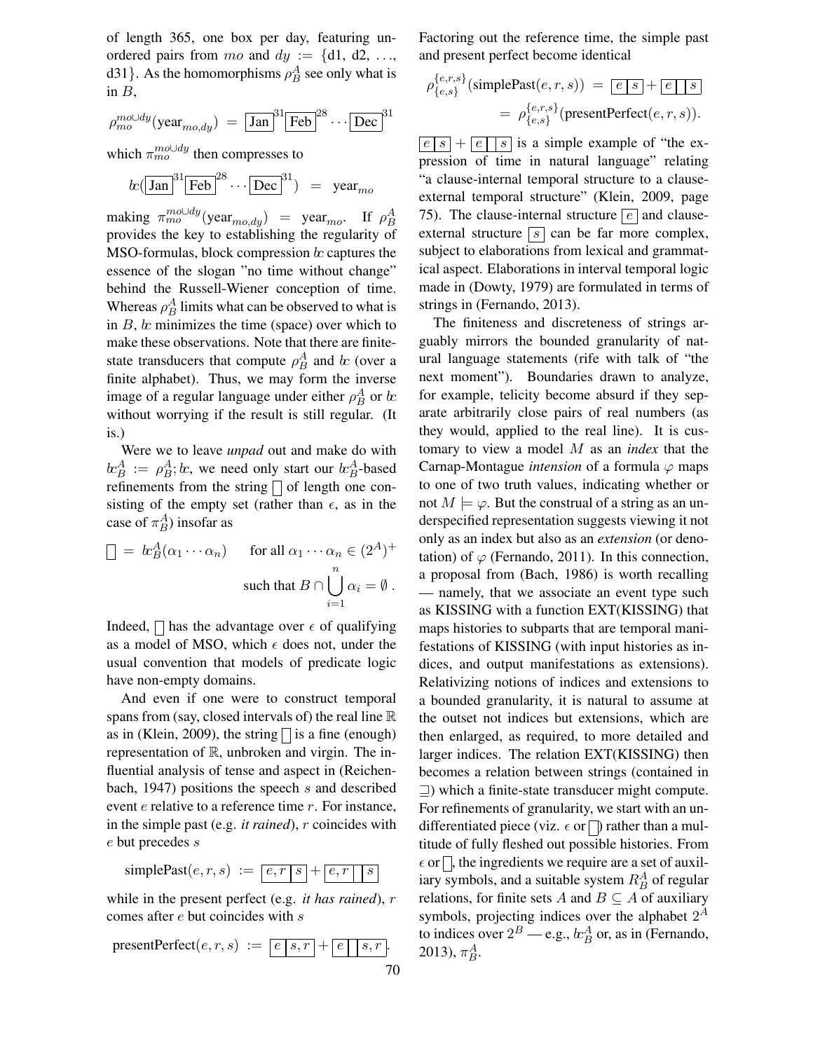of length 365, one box per day, featuring unordered pairs from $mo$ and $dy := \{$d1, d2, ..., d31$\}$. As the homomorphisms $\rho^A_B$ see only what is in $B$,

$$\rho^{mo \cup dy}_{mo}(\text{year}_{mo,dy}) = \boxed{\text{Jan}}^{31}\boxed{\text{Feb}}^{28} \cdots \boxed{\text{Dec}}^{31}$$

which $\pi^{mo \cup dy}_{mo}$ then compresses to

$$bc(\boxed{\text{Jan}}^{31}\boxed{\text{Feb}}^{28} \cdots \boxed{\text{Dec}}^{31}) = \text{year}_{mo}$$

making $\pi^{mo \cup dy}_{mo}(\text{year}_{mo,dy}) = \text{year}_{mo}$. If $\rho^A_B$ provides the key to establishing the regularity of MSO-formulas, block compression $bc$ captures the essence of the slogan "no time without change" behind the Russell-Wiener conception of time. Whereas $\rho^A_B$ limits what can be observed to what is in $B$, $bc$ minimizes the time (space) over which to make these observations. Note that there are finite-state transducers that compute $\rho^A_B$ and $bc$ (over a finite alphabet). Thus, we may form the inverse image of a regular language under either $\rho^A_B$ or $bc$ without worrying if the result is still regular. (It is.)

Were we to leave *unpad* out and make do with $bc^A_B := \rho^A_B; bc$, we need only start our $bc^A_B$-based refinements from the string $\boxed{\phantom{x}}$ of length one consisting of the empty set (rather than $\epsilon$, as in the case of $\pi^A_B$) insofar as

$$\boxed{\phantom{x}} = bc^A_B(\alpha_1 \cdots \alpha_n) \quad \text{for all } \alpha_1 \cdots \alpha_n \in (2^A)^+ \text{ such that } B \cap \bigcup_{i=1}^{n} \alpha_i = \emptyset .$$

Indeed, $\boxed{\phantom{x}}$ has the advantage over $\epsilon$ of qualifying as a model of MSO, which $\epsilon$ does not, under the usual convention that models of predicate logic have non-empty domains.

And even if one were to construct temporal spans from (say, closed intervals of) the real line $\mathbb{R}$ as in (Klein, 2009), the string $\boxed{\phantom{x}}$ is a fine (enough) representation of $\mathbb{R}$, unbroken and virgin. The influential analysis of tense and aspect in (Reichenbach, 1947) positions the speech $s$ and described event $e$ relative to a reference time $r$. For instance, in the simple past (e.g. *it rained*), $r$ coincides with $e$ but precedes $s$

$$\text{simplePast}(e, r, s) := \boxed{e, r}\boxed{s} + \boxed{e, r}\boxed{\phantom{x}}\boxed{s}$$

while in the present perfect (e.g. *it has rained*), $r$ comes after $e$ but coincides with $s$

$$\text{presentPerfect}(e, r, s) := \boxed{e}\boxed{s, r} + \boxed{e}\boxed{\phantom{x}}\boxed{s, r}.$$

Factoring out the reference time, the simple past and present perfect become identical

$$\rho^{\{e,r,s\}}_{\{e,s\}}(\text{simplePast}(e, r, s)) = \boxed{e}\boxed{s} + \boxed{e}\boxed{\phantom{x}}\boxed{s} = \rho^{\{e,r,s\}}_{\{e,s\}}(\text{presentPerfect}(e, r, s)).$$

$\boxed{e}\boxed{s} + \boxed{e}\boxed{\phantom{x}}\boxed{s}$ is a simple example of "the expression of time in natural language" relating "a clause-internal temporal structure to a clause-external temporal structure" (Klein, 2009, page 75). The clause-internal structure $\boxed{e}$ and clause-external structure $\boxed{s}$ can be far more complex, subject to elaborations from lexical and grammatical aspect. Elaborations in interval temporal logic made in (Dowty, 1979) are formulated in terms of strings in (Fernando, 2013).

The finiteness and discreteness of strings arguably mirrors the bounded granularity of natural language statements (rife with talk of "the next moment"). Boundaries drawn to analyze, for example, telicity become absurd if they separate arbitrarily close pairs of real numbers (as they would, applied to the real line). It is customary to view a model $M$ as an *index* that the Carnap-Montague *intension* of a formula $\varphi$ maps to one of two truth values, indicating whether or not $M \models \varphi$. But the construal of a string as an underspecified representation suggests viewing it not only as an index but also as an *extension* (or denotation) of $\varphi$ (Fernando, 2011). In this connection, a proposal from (Bach, 1986) is worth recalling — namely, that we associate an event type such as KISSING with a function EXT(KISSING) that maps histories to subparts that are temporal manifestations of KISSING (with input histories as indices, and output manifestations as extensions). Relativizing notions of indices and extensions to a bounded granularity, it is natural to assume at the outset not indices but extensions, which are then enlarged, as required, to more detailed and larger indices. The relation EXT(KISSING) then becomes a relation between strings (contained in $\sqsupseteq$) which a finite-state transducer might compute. For refinements of granularity, we start with an undifferentiated piece (viz. $\epsilon$ or $\boxed{\phantom{x}}$) rather than a multitude of fully fleshed out possible histories. From $\epsilon$ or $\boxed{\phantom{x}}$, the ingredients we require are a set of auxiliary symbols, and a suitable system $R^A_B$ of regular relations, for finite sets $A$ and $B \subseteq A$ of auxiliary symbols, projecting indices over the alphabet $2^A$ to indices over $2^B$ — e.g., $bc^A_B$ or, as in (Fernando, 2013), $\pi^A_B$.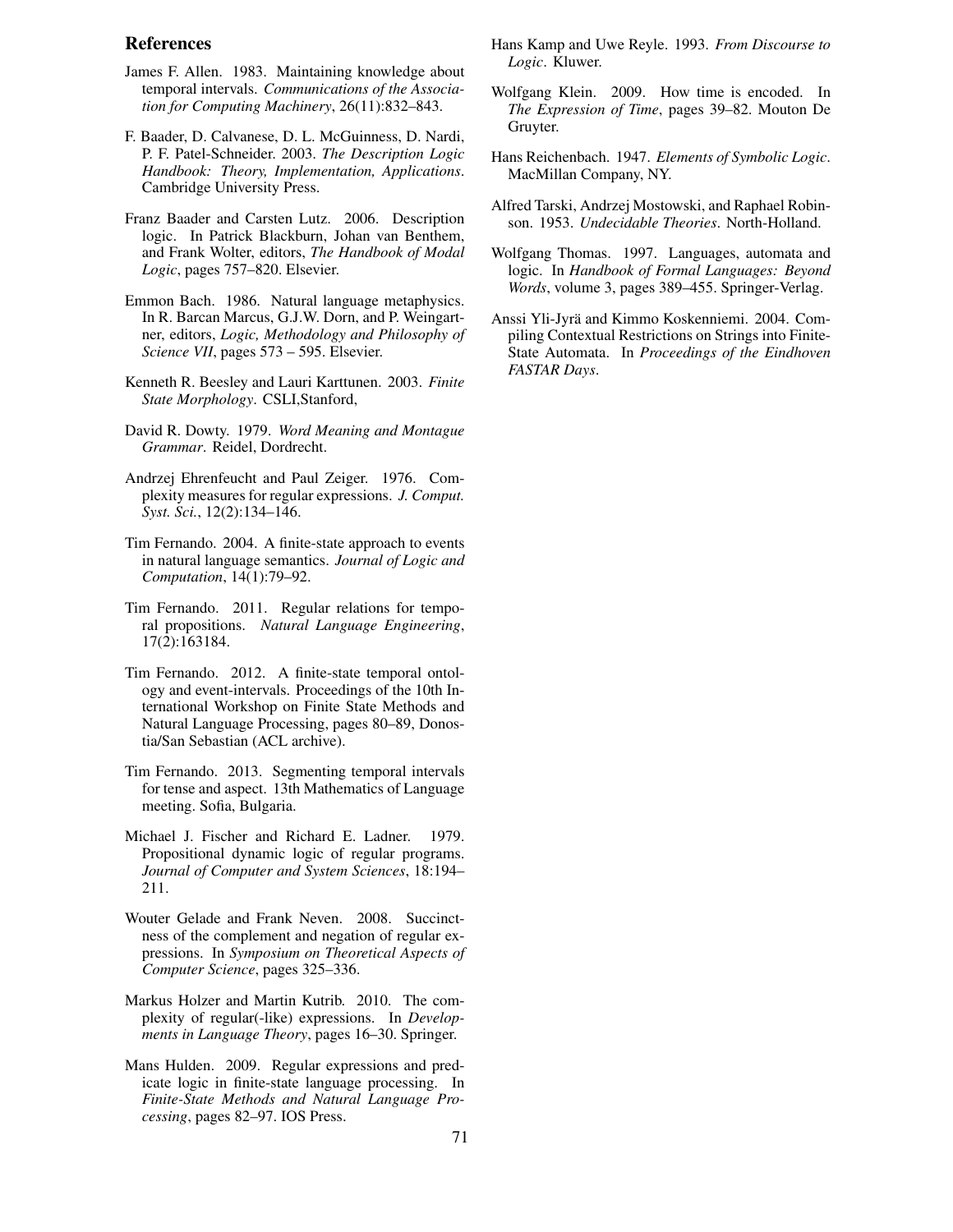## References

James F. Allen. 1983. Maintaining knowledge about temporal intervals. *Communications of the Association for Computing Machinery*, 26(11):832–843.

F. Baader, D. Calvanese, D. L. McGuinness, D. Nardi, P. F. Patel-Schneider. 2003. *The Description Logic Handbook: Theory, Implementation, Applications*. Cambridge University Press.

Franz Baader and Carsten Lutz. 2006. Description logic. In Patrick Blackburn, Johan van Benthem, and Frank Wolter, editors, *The Handbook of Modal Logic*, pages 757–820. Elsevier.

Emmon Bach. 1986. Natural language metaphysics. In R. Barcan Marcus, G.J.W. Dorn, and P. Weingartner, editors, *Logic, Methodology and Philosophy of Science VII*, pages 573 – 595. Elsevier.

Kenneth R. Beesley and Lauri Karttunen. 2003. *Finite State Morphology*. CSLI,Stanford,

David R. Dowty. 1979. *Word Meaning and Montague Grammar*. Reidel, Dordrecht.

Andrzej Ehrenfeucht and Paul Zeiger. 1976. Complexity measures for regular expressions. *J. Comput. Syst. Sci.*, 12(2):134–146.

Tim Fernando. 2004. A finite-state approach to events in natural language semantics. *Journal of Logic and Computation*, 14(1):79–92.

Tim Fernando. 2011. Regular relations for temporal propositions. *Natural Language Engineering*, 17(2):163184.

Tim Fernando. 2012. A finite-state temporal ontology and event-intervals. Proceedings of the 10th International Workshop on Finite State Methods and Natural Language Processing, pages 80–89, Donostia/San Sebastian (ACL archive).

Tim Fernando. 2013. Segmenting temporal intervals for tense and aspect. 13th Mathematics of Language meeting. Sofia, Bulgaria.

Michael J. Fischer and Richard E. Ladner. 1979. Propositional dynamic logic of regular programs. *Journal of Computer and System Sciences*, 18:194–211.

Wouter Gelade and Frank Neven. 2008. Succinctness of the complement and negation of regular expressions. In *Symposium on Theoretical Aspects of Computer Science*, pages 325–336.

Markus Holzer and Martin Kutrib. 2010. The complexity of regular(-like) expressions. In *Developments in Language Theory*, pages 16–30. Springer.

Mans Hulden. 2009. Regular expressions and predicate logic in finite-state language processing. In *Finite-State Methods and Natural Language Processing*, pages 82–97. IOS Press.

Hans Kamp and Uwe Reyle. 1993. *From Discourse to Logic*. Kluwer.

Wolfgang Klein. 2009. How time is encoded. In *The Expression of Time*, pages 39–82. Mouton De Gruyter.

Hans Reichenbach. 1947. *Elements of Symbolic Logic*. MacMillan Company, NY.

Alfred Tarski, Andrzej Mostowski, and Raphael Robinson. 1953. *Undecidable Theories*. North-Holland.

Wolfgang Thomas. 1997. Languages, automata and logic. In *Handbook of Formal Languages: Beyond Words*, volume 3, pages 389–455. Springer-Verlag.

Anssi Yli-Jyrä and Kimmo Koskenniemi. 2004. Compiling Contextual Restrictions on Strings into Finite-State Automata. In *Proceedings of the Eindhoven FASTAR Days*.